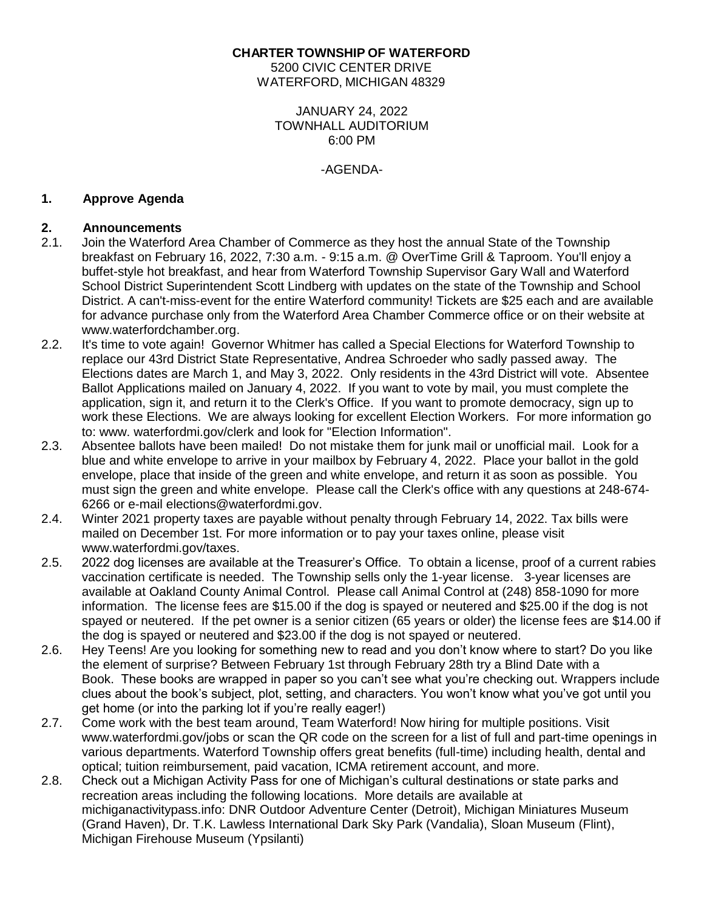**CHARTER TOWNSHIP OF WATERFORD**
5200 CIVIC CENTER DRIVE
WATERFORD, MICHIGAN 48329

JANUARY 24, 2022
TOWNHALL AUDITORIUM
6:00 PM

-AGENDA-

## 1. Approve Agenda

## 2. Announcements

2.1. Join the Waterford Area Chamber of Commerce as they host the annual State of the Township breakfast on February 16, 2022, 7:30 a.m. - 9:15 a.m. @ OverTime Grill & Taproom. You'll enjoy a buffet-style hot breakfast, and hear from Waterford Township Supervisor Gary Wall and Waterford School District Superintendent Scott Lindberg with updates on the state of the Township and School District. A can't-miss-event for the entire Waterford community! Tickets are $25 each and are available for advance purchase only from the Waterford Area Chamber Commerce office or on their website at www.waterfordchamber.org.

2.2. It's time to vote again! Governor Whitmer has called a Special Elections for Waterford Township to replace our 43rd District State Representative, Andrea Schroeder who sadly passed away. The Elections dates are March 1, and May 3, 2022. Only residents in the 43rd District will vote. Absentee Ballot Applications mailed on January 4, 2022. If you want to vote by mail, you must complete the application, sign it, and return it to the Clerk's Office. If you want to promote democracy, sign up to work these Elections. We are always looking for excellent Election Workers. For more information go to: www. waterfordmi.gov/clerk and look for "Election Information".

2.3. Absentee ballots have been mailed! Do not mistake them for junk mail or unofficial mail. Look for a blue and white envelope to arrive in your mailbox by February 4, 2022. Place your ballot in the gold envelope, place that inside of the green and white envelope, and return it as soon as possible. You must sign the green and white envelope. Please call the Clerk's office with any questions at 248-674-6266 or e-mail elections@waterfordmi.gov.

2.4. Winter 2021 property taxes are payable without penalty through February 14, 2022. Tax bills were mailed on December 1st. For more information or to pay your taxes online, please visit www.waterfordmi.gov/taxes.

2.5. 2022 dog licenses are available at the Treasurer's Office. To obtain a license, proof of a current rabies vaccination certificate is needed. The Township sells only the 1-year license. 3-year licenses are available at Oakland County Animal Control. Please call Animal Control at (248) 858-1090 for more information. The license fees are $15.00 if the dog is spayed or neutered and $25.00 if the dog is not spayed or neutered. If the pet owner is a senior citizen (65 years or older) the license fees are $14.00 if the dog is spayed or neutered and $23.00 if the dog is not spayed or neutered.

2.6. Hey Teens! Are you looking for something new to read and you don't know where to start? Do you like the element of surprise? Between February 1st through February 28th try a Blind Date with a Book. These books are wrapped in paper so you can't see what you're checking out. Wrappers include clues about the book's subject, plot, setting, and characters. You won't know what you've got until you get home (or into the parking lot if you're really eager!)

2.7. Come work with the best team around, Team Waterford! Now hiring for multiple positions. Visit www.waterfordmi.gov/jobs or scan the QR code on the screen for a list of full and part-time openings in various departments. Waterford Township offers great benefits (full-time) including health, dental and optical; tuition reimbursement, paid vacation, ICMA retirement account, and more.

2.8. Check out a Michigan Activity Pass for one of Michigan's cultural destinations or state parks and recreation areas including the following locations. More details are available at michiganactivitypass.info: DNR Outdoor Adventure Center (Detroit), Michigan Miniatures Museum (Grand Haven), Dr. T.K. Lawless International Dark Sky Park (Vandalia), Sloan Museum (Flint), Michigan Firehouse Museum (Ypsilanti)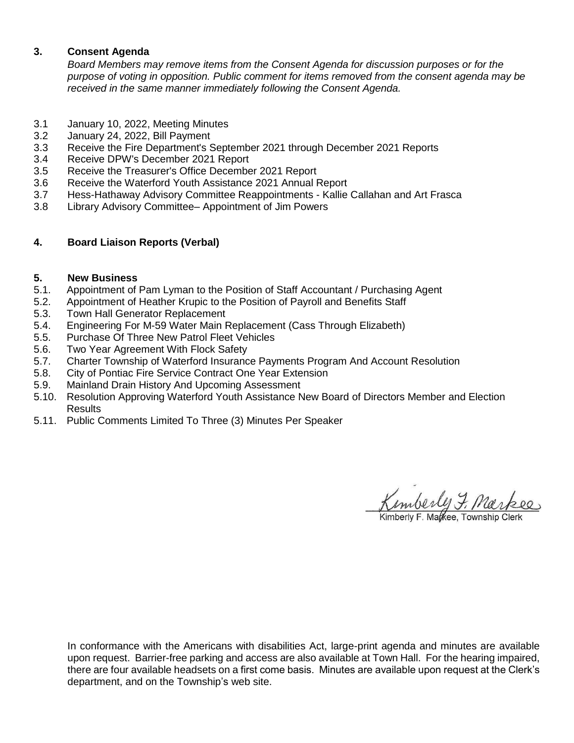## 3. Consent Agenda

*Board Members may remove items from the Consent Agenda for discussion purposes or for the purpose of voting in opposition. Public comment for items removed from the consent agenda may be received in the same manner immediately following the Consent Agenda.*

- 3.1 January 10, 2022, Meeting Minutes
- 3.2 January 24, 2022, Bill Payment
- 3.3 Receive the Fire Department's September 2021 through December 2021 Reports
- 3.4 Receive DPW's December 2021 Report
- 3.5 Receive the Treasurer's Office December 2021 Report
- 3.6 Receive the Waterford Youth Assistance 2021 Annual Report
- 3.7 Hess-Hathaway Advisory Committee Reappointments - Kallie Callahan and Art Frasca
- 3.8 Library Advisory Committee– Appointment of Jim Powers

## 4. Board Liaison Reports (Verbal)

## 5. New Business

- 5.1. Appointment of Pam Lyman to the Position of Staff Accountant / Purchasing Agent
- 5.2. Appointment of Heather Krupic to the Position of Payroll and Benefits Staff
- 5.3. Town Hall Generator Replacement
- 5.4. Engineering For M-59 Water Main Replacement (Cass Through Elizabeth)
- 5.5. Purchase Of Three New Patrol Fleet Vehicles
- 5.6. Two Year Agreement With Flock Safety
- 5.7. Charter Township of Waterford Insurance Payments Program And Account Resolution
- 5.8. City of Pontiac Fire Service Contract One Year Extension
- 5.9. Mainland Drain History And Upcoming Assessment
- 5.10. Resolution Approving Waterford Youth Assistance New Board of Directors Member and Election Results
- 5.11. Public Comments Limited To Three (3) Minutes Per Speaker

Kimberly F. Markee

Kimberly F. Markee, Township Clerk

In conformance with the Americans with disabilities Act, large-print agenda and minutes are available upon request. Barrier-free parking and access are also available at Town Hall. For the hearing impaired, there are four available headsets on a first come basis. Minutes are available upon request at the Clerk's department, and on the Township's web site.